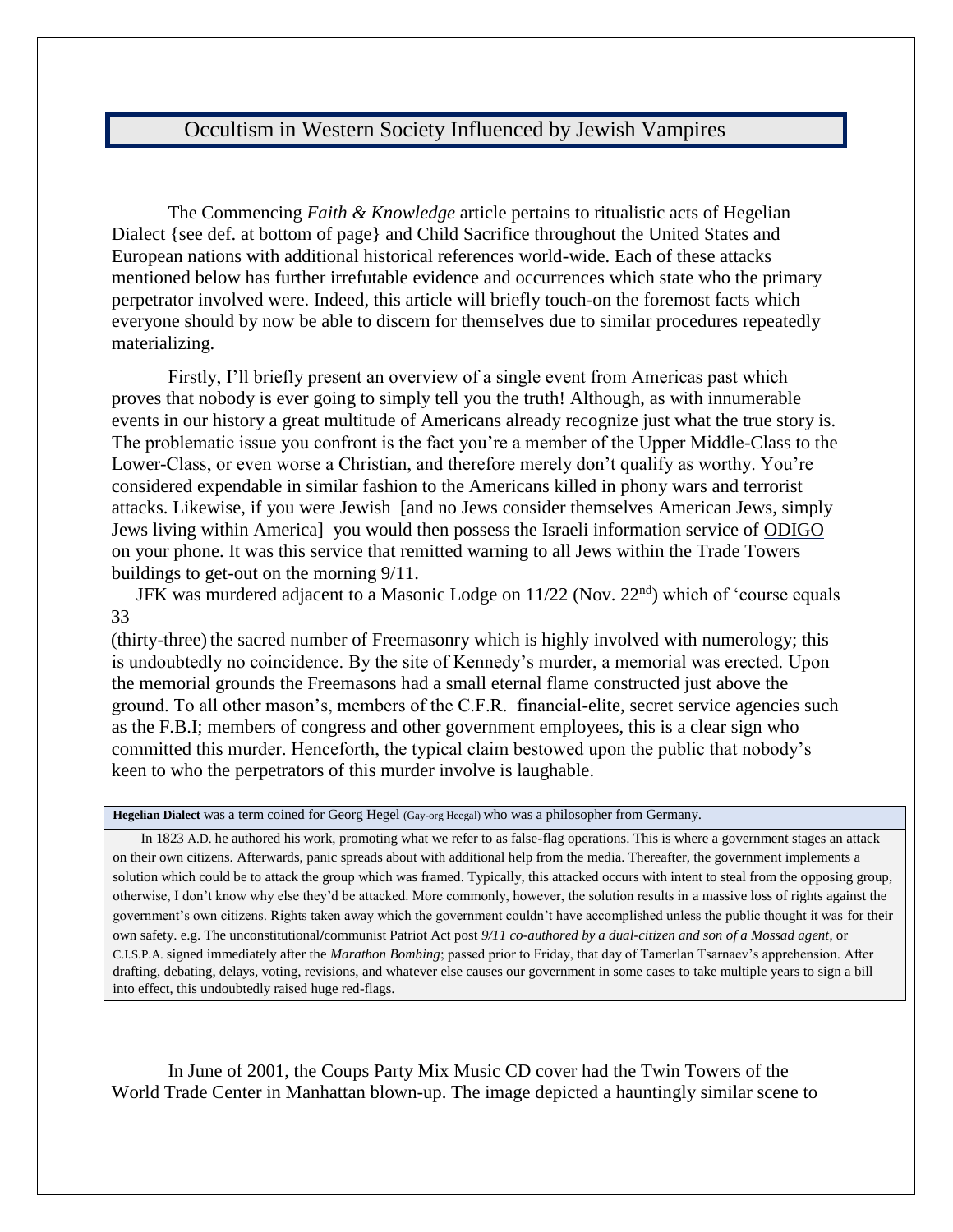# Occultism in Western Society Influenced by Jewish Vampires

The Commencing *Faith & Knowledge* article pertains to ritualistic acts of Hegelian Dialect {see def. at bottom of page} and Child Sacrifice throughout the United States and European nations with additional historical references world-wide. Each of these attacks mentioned below has further irrefutable evidence and occurrences which state who the primary perpetrator involved were. Indeed, this article will briefly touch-on the foremost facts which everyone should by now be able to discern for themselves due to similar procedures repeatedly materializing.

Firstly, I'll briefly present an overview of a single event from Americas past which proves that nobody is ever going to simply tell you the truth! Although, as with innumerable events in our history a great multitude of Americans already recognize just what the true story is. The problematic issue you confront is the fact you're a member of the Upper Middle-Class to the Lower-Class, or even worse a Christian, and therefore merely don't qualify as worthy. You're considered expendable in similar fashion to the Americans killed in phony wars and terrorist attacks. Likewise, if you were Jewish [and no Jews consider themselves American Jews, simply Jews living within America] you would then possess the Israeli information service of ODIGO on your phone. It was this service that remitted warning to all Jews within the Trade Towers buildings to get-out on the morning 9/11.

JFK was murdered adjacent to a Masonic Lodge on 11/22 (Nov. 22nd) which of 'course equals 33 (thirty-three) the sacred number of Freemasonry which is highly involved with numerology; this is undoubtedly no coincidence. By the site of Kennedy's murder, a memorial was erected. Upon the memorial grounds the Freemasons had a small eternal flame constructed just above the ground. To all other mason's, members of the C.F.R. financial-elite, secret service agencies such as the F.B.I; members of congress and other government employees, this is a clear sign who committed this murder. Henceforth, the typical claim bestowed upon the public that nobody's keen to who the perpetrators of this murder involve is laughable.

**Hegelian Dialect** was a term coined for Georg Hegel (Gay-org Heegal) who was a philosopher from Germany.

In 1823 A.D. he authored his work, promoting what we refer to as false-flag operations. This is where a government stages an attack on their own citizens. Afterwards, panic spreads about with additional help from the media. Thereafter, the government implements a solution which could be to attack the group which was framed. Typically, this attacked occurs with intent to steal from the opposing group, otherwise, I don't know why else they'd be attacked. More commonly, however, the solution results in a massive loss of rights against the government's own citizens. Rights taken away which the government couldn't have accomplished unless the public thought it was for their own safety. e.g. The unconstitutional/communist Patriot Act post *9/11 co-authored by a dual-citizen and son of a Mossad agent*, or C.I.S.P.A. signed immediately after the *Marathon Bombing*; passed prior to Friday, that day of Tamerlan Tsarnaev's apprehension. After drafting, debating, delays, voting, revisions, and whatever else causes our government in some cases to take multiple years to sign a bill into effect, this undoubtedly raised huge red-flags.

In June of 2001, the Coups Party Mix Music CD cover had the Twin Towers of the World Trade Center in Manhattan blown-up. The image depicted a hauntingly similar scene to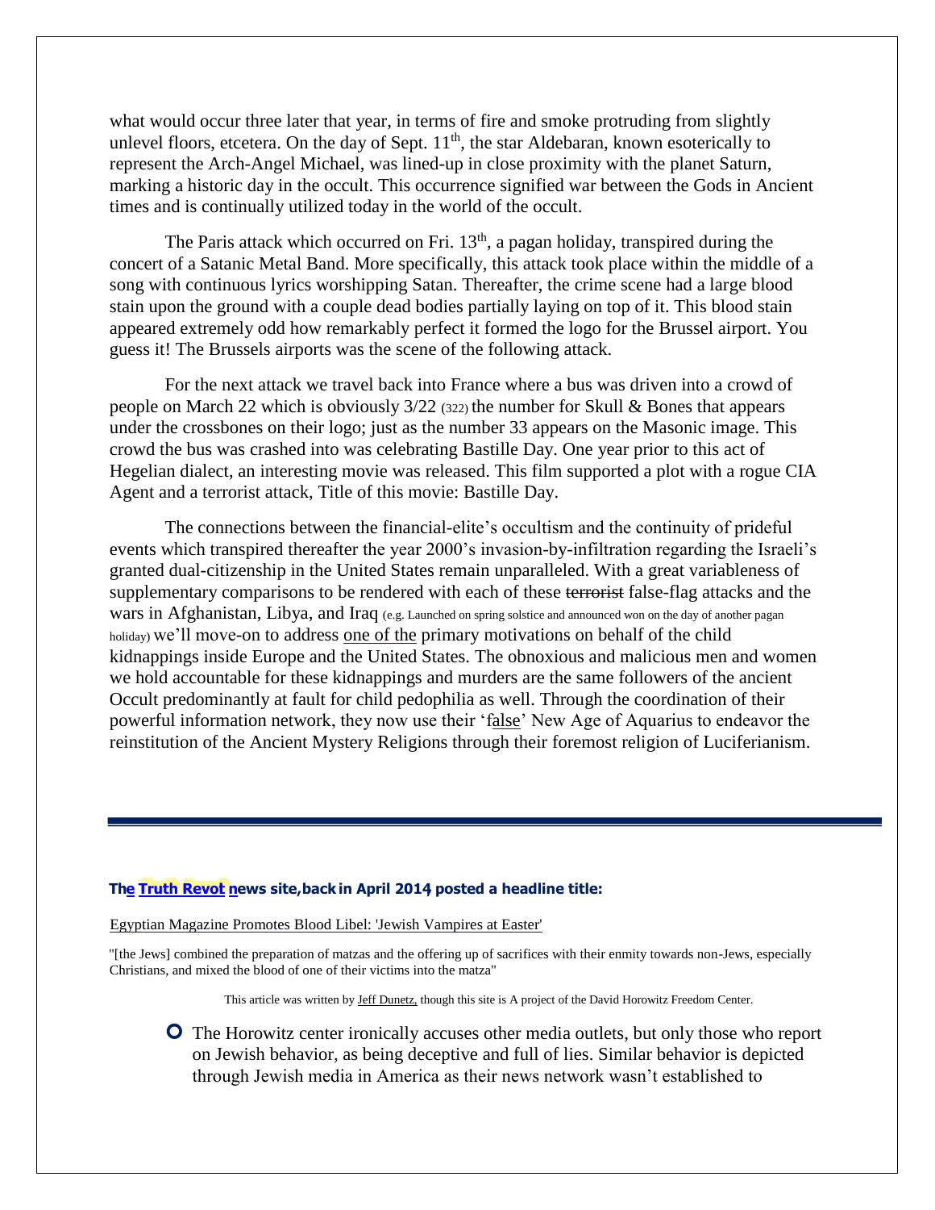what would occur three later that year, in terms of fire and smoke protruding from slightly unlevel floors, etcetera. On the day of Sept. 11th, the star Aldebaran, known esoterically to represent the Arch-Angel Michael, was lined-up in close proximity with the planet Saturn, marking a historic day in the occult. This occurrence signified war between the Gods in Ancient times and is continually utilized today in the world of the occult.

The Paris attack which occurred on Fri. 13th, a pagan holiday, transpired during the concert of a Satanic Metal Band. More specifically, this attack took place within the middle of a song with continuous lyrics worshipping Satan. Thereafter, the crime scene had a large blood stain upon the ground with a couple dead bodies partially laying on top of it. This blood stain appeared extremely odd how remarkably perfect it formed the logo for the Brussel airport. You guess it! The Brussels airports was the scene of the following attack.

For the next attack we travel back into France where a bus was driven into a crowd of people on March 22 which is obviously 3/22 (322) the number for Skull & Bones that appears under the crossbones on their logo; just as the number 33 appears on the Masonic image. This crowd the bus was crashed into was celebrating Bastille Day. One year prior to this act of Hegelian dialect, an interesting movie was released. This film supported a plot with a rogue CIA Agent and a terrorist attack, Title of this movie: Bastille Day.

The connections between the financial-elite's occultism and the continuity of prideful events which transpired thereafter the year 2000's invasion-by-infiltration regarding the Israeli's granted dual-citizenship in the United States remain unparalleled. With a great variableness of supplementary comparisons to be rendered with each of these ~~terrorist~~ false-flag attacks and the wars in Afghanistan, Libya, and Iraq (e.g. Launched on spring solstice and announced won on the day of another pagan holiday) we'll move-on to address one of the primary motivations on behalf of the child kidnappings inside Europe and the United States. The obnoxious and malicious men and women we hold accountable for these kidnappings and murders are the same followers of the ancient Occult predominantly at fault for child pedophilia as well. Through the coordination of their powerful information network, they now use their 'false' New Age of Aquarius to endeavor the reinstitution of the Ancient Mystery Religions through their foremost religion of Luciferianism.

---

**The Truth Revot news site, back in April 2014 posted a headline title:**

Egyptian Magazine Promotes Blood Libel: 'Jewish Vampires at Easter'

"[the Jews] combined the preparation of matzas and the offering up of sacrifices with their enmity towards non-Jews, especially Christians, and mixed the blood of one of their victims into the matza"

This article was written by Jeff Dunetz, though this site is A project of the David Horowitz Freedom Center.

- The Horowitz center ironically accuses other media outlets, but only those who report on Jewish behavior, as being deceptive and full of lies. Similar behavior is depicted through Jewish media in America as their news network wasn't established to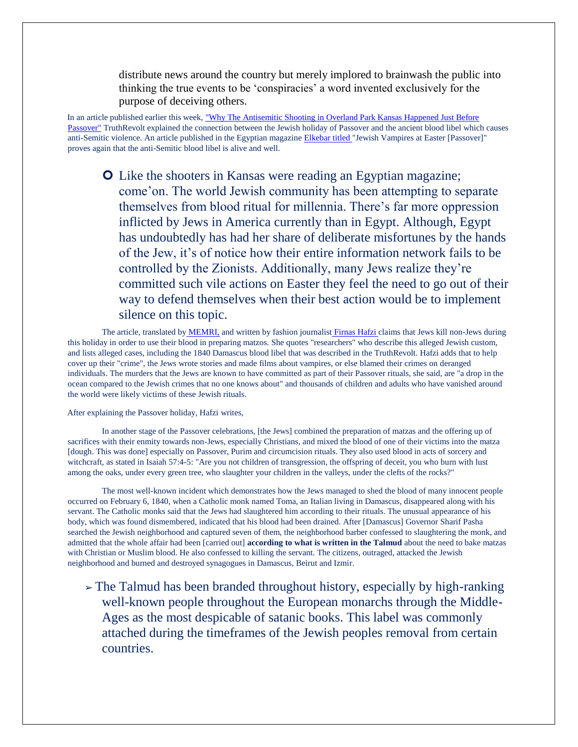distribute news around the country but merely implored to brainwash the public into thinking the true events to be 'conspiracies' a word invented exclusively for the purpose of deceiving others.

In an article published earlier this week, "Why The Antisemitic Shooting in Overland Park Kansas Happened Just Before Passover" TruthRevolt explained the connection between the Jewish holiday of Passover and the ancient blood libel which causes anti-Semitic violence. An article published in the Egyptian magazine Elkebar titled "Jewish Vampires at Easter [Passover]" proves again that the anti-Semitic blood libel is alive and well.

- Like the shooters in Kansas were reading an Egyptian magazine; come'on. The world Jewish community has been attempting to separate themselves from blood ritual for millennia. There's far more oppression inflicted by Jews in America currently than in Egypt. Although, Egypt has undoubtedly has had her share of deliberate misfortunes by the hands of the Jew, it's of notice how their entire information network fails to be controlled by the Zionists. Additionally, many Jews realize they're committed such vile actions on Easter they feel the need to go out of their way to defend themselves when their best action would be to implement silence on this topic.

The article, translated by MEMRI, and written by fashion journalist Firnas Hafzi claims that Jews kill non-Jews during this holiday in order to use their blood in preparing matzos. She quotes "researchers" who describe this alleged Jewish custom, and lists alleged cases, including the 1840 Damascus blood libel that was described in the TruthRevolt. Hafzi adds that to help cover up their "crime", the Jews wrote stories and made films about vampires, or else blamed their crimes on deranged individuals. The murders that the Jews are known to have committed as part of their Passover rituals, she said, are "a drop in the ocean compared to the Jewish crimes that no one knows about" and thousands of children and adults who have vanished around the world were likely victims of these Jewish rituals.

After explaining the Passover holiday, Hafzi writes,

In another stage of the Passover celebrations, [the Jews] combined the preparation of matzas and the offering up of sacrifices with their enmity towards non-Jews, especially Christians, and mixed the blood of one of their victims into the matza [dough. This was done] especially on Passover, Purim and circumcision rituals. They also used blood in acts of sorcery and witchcraft, as stated in Isaiah 57:4-5: "Are you not children of transgression, the offspring of deceit, you who burn with lust among the oaks, under every green tree, who slaughter your children in the valleys, under the clefts of the rocks?"

The most well-known incident which demonstrates how the Jews managed to shed the blood of many innocent people occurred on February 6, 1840, when a Catholic monk named Toma, an Italian living in Damascus, disappeared along with his servant. The Catholic monks said that the Jews had slaughtered him according to their rituals. The unusual appearance of his body, which was found dismembered, indicated that his blood had been drained. After [Damascus] Governor Sharif Pasha searched the Jewish neighborhood and captured seven of them, the neighborhood barber confessed to slaughtering the monk, and admitted that the whole affair had been [carried out] **according to what is written in the Talmud** about the need to bake matzas with Christian or Muslim blood. He also confessed to killing the servant. The citizens, outraged, attacked the Jewish neighborhood and burned and destroyed synagogues in Damascus, Beirut and Izmir.

- The Talmud has been branded throughout history, especially by high-ranking well-known people throughout the European monarchs through the Middle-Ages as the most despicable of satanic books. This label was commonly attached during the timeframes of the Jewish peoples removal from certain countries.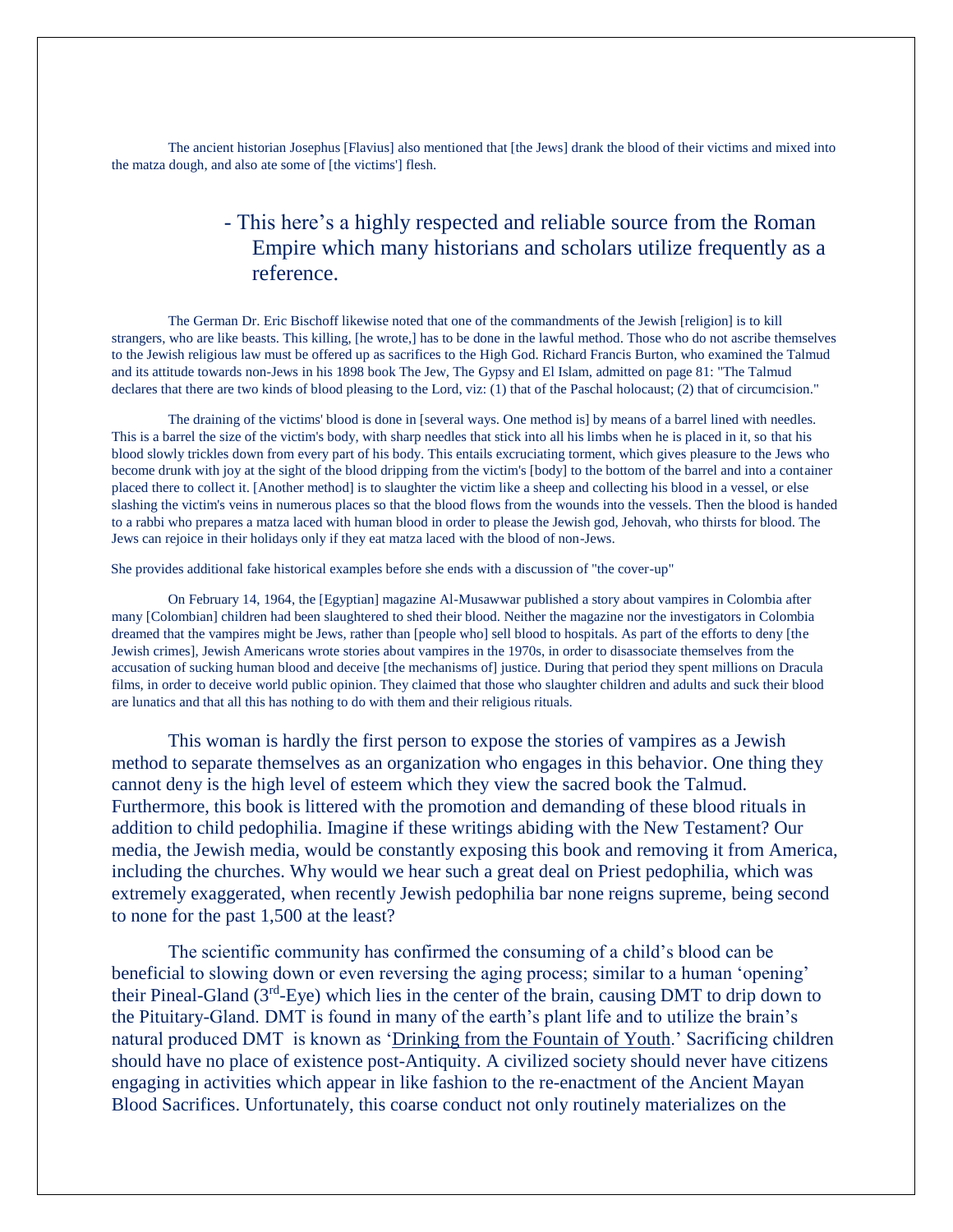The ancient historian Josephus [Flavius] also mentioned that [the Jews] drank the blood of their victims and mixed into the matza dough, and also ate some of [the victims'] flesh.

- This here's a highly respected and reliable source from the Roman Empire which many historians and scholars utilize frequently as a reference.

The German Dr. Eric Bischoff likewise noted that one of the commandments of the Jewish [religion] is to kill strangers, who are like beasts. This killing, [he wrote,] has to be done in the lawful method. Those who do not ascribe themselves to the Jewish religious law must be offered up as sacrifices to the High God. Richard Francis Burton, who examined the Talmud and its attitude towards non-Jews in his 1898 book The Jew, The Gypsy and El Islam, admitted on page 81: "The Talmud declares that there are two kinds of blood pleasing to the Lord, viz: (1) that of the Paschal holocaust; (2) that of circumcision."

The draining of the victims' blood is done in [several ways. One method is] by means of a barrel lined with needles. This is a barrel the size of the victim's body, with sharp needles that stick into all his limbs when he is placed in it, so that his blood slowly trickles down from every part of his body. This entails excruciating torment, which gives pleasure to the Jews who become drunk with joy at the sight of the blood dripping from the victim's [body] to the bottom of the barrel and into a container placed there to collect it. [Another method] is to slaughter the victim like a sheep and collecting his blood in a vessel, or else slashing the victim's veins in numerous places so that the blood flows from the wounds into the vessels. Then the blood is handed to a rabbi who prepares a matza laced with human blood in order to please the Jewish god, Jehovah, who thirsts for blood. The Jews can rejoice in their holidays only if they eat matza laced with the blood of non-Jews.

She provides additional fake historical examples before she ends with a discussion of "the cover-up"

On February 14, 1964, the [Egyptian] magazine Al-Musawwar published a story about vampires in Colombia after many [Colombian] children had been slaughtered to shed their blood. Neither the magazine nor the investigators in Colombia dreamed that the vampires might be Jews, rather than [people who] sell blood to hospitals. As part of the efforts to deny [the Jewish crimes], Jewish Americans wrote stories about vampires in the 1970s, in order to disassociate themselves from the accusation of sucking human blood and deceive [the mechanisms of] justice. During that period they spent millions on Dracula films, in order to deceive world public opinion. They claimed that those who slaughter children and adults and suck their blood are lunatics and that all this has nothing to do with them and their religious rituals.

This woman is hardly the first person to expose the stories of vampires as a Jewish method to separate themselves as an organization who engages in this behavior. One thing they cannot deny is the high level of esteem which they view the sacred book the Talmud. Furthermore, this book is littered with the promotion and demanding of these blood rituals in addition to child pedophilia. Imagine if these writings abiding with the New Testament? Our media, the Jewish media, would be constantly exposing this book and removing it from America, including the churches. Why would we hear such a great deal on Priest pedophilia, which was extremely exaggerated, when recently Jewish pedophilia bar none reigns supreme, being second to none for the past 1,500 at the least?

The scientific community has confirmed the consuming of a child's blood can be beneficial to slowing down or even reversing the aging process; similar to a human 'opening' their Pineal-Gland (3rd-Eye) which lies in the center of the brain, causing DMT to drip down to the Pituitary-Gland. DMT is found in many of the earth's plant life and to utilize the brain's natural produced DMT is known as '<u>Drinking from the Fountain of Youth</u>.' Sacrificing children should have no place of existence post-Antiquity. A civilized society should never have citizens engaging in activities which appear in like fashion to the re-enactment of the Ancient Mayan Blood Sacrifices. Unfortunately, this coarse conduct not only routinely materializes on the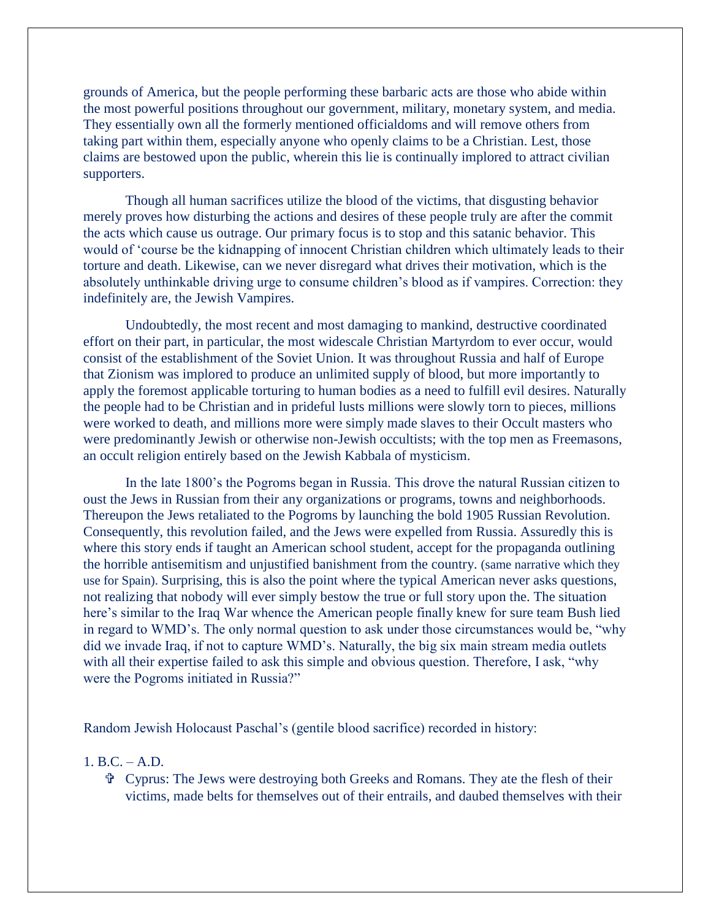grounds of America, but the people performing these barbaric acts are those who abide within the most powerful positions throughout our government, military, monetary system, and media. They essentially own all the formerly mentioned officialdoms and will remove others from taking part within them, especially anyone who openly claims to be a Christian. Lest, those claims are bestowed upon the public, wherein this lie is continually implored to attract civilian supporters.

Though all human sacrifices utilize the blood of the victims, that disgusting behavior merely proves how disturbing the actions and desires of these people truly are after the commit the acts which cause us outrage. Our primary focus is to stop and this satanic behavior. This would of 'course be the kidnapping of innocent Christian children which ultimately leads to their torture and death. Likewise, can we never disregard what drives their motivation, which is the absolutely unthinkable driving urge to consume children's blood as if vampires. Correction: they indefinitely are, the Jewish Vampires.

Undoubtedly, the most recent and most damaging to mankind, destructive coordinated effort on their part, in particular, the most widescale Christian Martyrdom to ever occur, would consist of the establishment of the Soviet Union. It was throughout Russia and half of Europe that Zionism was implored to produce an unlimited supply of blood, but more importantly to apply the foremost applicable torturing to human bodies as a need to fulfill evil desires. Naturally the people had to be Christian and in prideful lusts millions were slowly torn to pieces, millions were worked to death, and millions more were simply made slaves to their Occult masters who were predominantly Jewish or otherwise non-Jewish occultists; with the top men as Freemasons, an occult religion entirely based on the Jewish Kabbala of mysticism.

In the late 1800's the Pogroms began in Russia. This drove the natural Russian citizen to oust the Jews in Russian from their any organizations or programs, towns and neighborhoods. Thereupon the Jews retaliated to the Pogroms by launching the bold 1905 Russian Revolution. Consequently, this revolution failed, and the Jews were expelled from Russia. Assuredly this is where this story ends if taught an American school student, accept for the propaganda outlining the horrible antisemitism and unjustified banishment from the country. (same narrative which they use for Spain). Surprising, this is also the point where the typical American never asks questions, not realizing that nobody will ever simply bestow the true or full story upon the. The situation here's similar to the Iraq War whence the American people finally knew for sure team Bush lied in regard to WMD's. The only normal question to ask under those circumstances would be, "why did we invade Iraq, if not to capture WMD's. Naturally, the big six main stream media outlets with all their expertise failed to ask this simple and obvious question. Therefore, I ask, "why were the Pogroms initiated in Russia?"

Random Jewish Holocaust Paschal's (gentile blood sacrifice) recorded in history:

1. B.C. – A.D.
   - ✞ Cyprus: The Jews were destroying both Greeks and Romans. They ate the flesh of their victims, made belts for themselves out of their entrails, and daubed themselves with their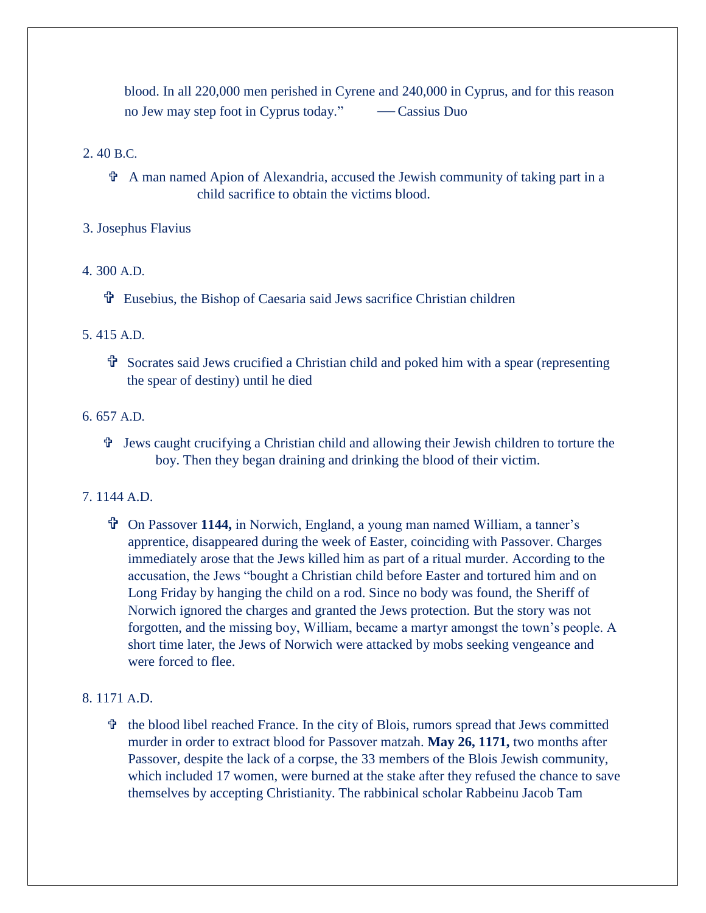blood. In all 220,000 men perished in Cyrene and 240,000 in Cyprus, and for this reason no Jew may step foot in Cyprus today." —— Cassius Duo

2. 40 B.C.

    - ✞ A man named Apion of Alexandria, accused the Jewish community of taking part in a child sacrifice to obtain the victims blood.

3. Josephus Flavius

4. 300 A.D.

    - ✞ Eusebius, the Bishop of Caesaria said Jews sacrifice Christian children

5. 415 A.D.

    - ✞ Socrates said Jews crucified a Christian child and poked him with a spear (representing the spear of destiny) until he died

6. 657 A.D.

    - ✞ Jews caught crucifying a Christian child and allowing their Jewish children to torture the boy. Then they began draining and drinking the blood of their victim.

7. 1144 A.D.

    - ✞ On Passover **1144,** in Norwich, England, a young man named William, a tanner's apprentice, disappeared during the week of Easter, coinciding with Passover. Charges immediately arose that the Jews killed him as part of a ritual murder. According to the accusation, the Jews "bought a Christian child before Easter and tortured him and on Long Friday by hanging the child on a rod. Since no body was found, the Sheriff of Norwich ignored the charges and granted the Jews protection. But the story was not forgotten, and the missing boy, William, became a martyr amongst the town's people. A short time later, the Jews of Norwich were attacked by mobs seeking vengeance and were forced to flee.

8. 1171 A.D.

    - ✞ the blood libel reached France. In the city of Blois, rumors spread that Jews committed murder in order to extract blood for Passover matzah. **May 26, 1171,** two months after Passover, despite the lack of a corpse, the 33 members of the Blois Jewish community, which included 17 women, were burned at the stake after they refused the chance to save themselves by accepting Christianity. The rabbinical scholar Rabbeinu Jacob Tam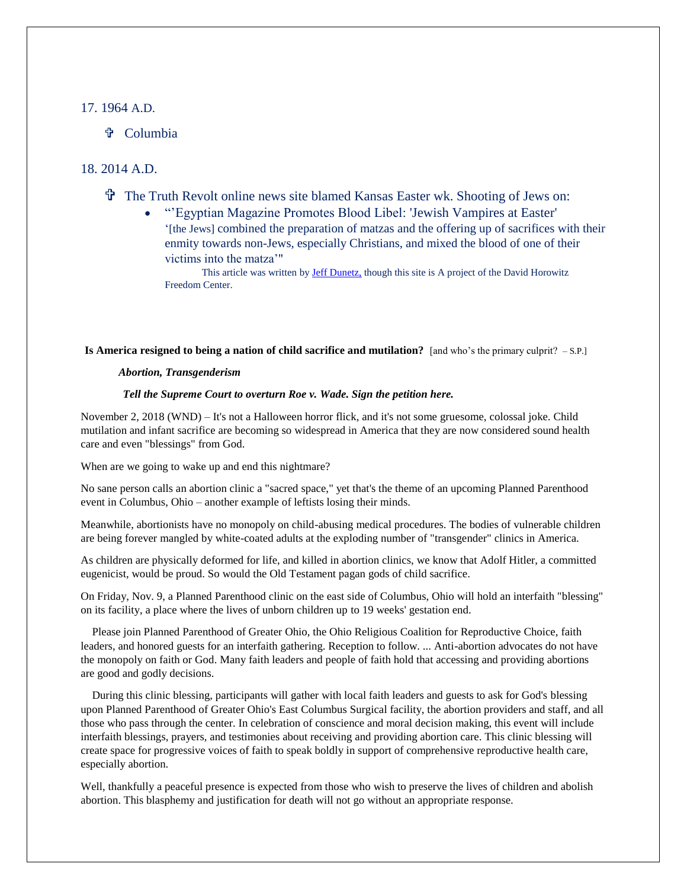17. 1964 A.D.

- ✞ Columbia

18. 2014 A.D.

- ✞ The Truth Revolt online news site blamed Kansas Easter wk. Shooting of Jews on:
  - "'Egyptian Magazine Promotes Blood Libel: 'Jewish Vampires at Easter' '[the Jews] combined the preparation of matzas and the offering up of sacrifices with their enmity towards non-Jews, especially Christians, and mixed the blood of one of their victims into the matza'"

    This article was written by Jeff Dunetz, though this site is A project of the David Horowitz Freedom Center.

**Is America resigned to being a nation of child sacrifice and mutilation?** [and who's the primary culprit? – S.P.]

***Abortion, Transgenderism***

***Tell the Supreme Court to overturn Roe v. Wade. Sign the petition here.***

November 2, 2018 (WND) – It's not a Halloween horror flick, and it's not some gruesome, colossal joke. Child mutilation and infant sacrifice are becoming so widespread in America that they are now considered sound health care and even "blessings" from God.

When are we going to wake up and end this nightmare?

No sane person calls an abortion clinic a "sacred space," yet that's the theme of an upcoming Planned Parenthood event in Columbus, Ohio – another example of leftists losing their minds.

Meanwhile, abortionists have no monopoly on child-abusing medical procedures. The bodies of vulnerable children are being forever mangled by white-coated adults at the exploding number of "transgender" clinics in America.

As children are physically deformed for life, and killed in abortion clinics, we know that Adolf Hitler, a committed eugenicist, would be proud. So would the Old Testament pagan gods of child sacrifice.

On Friday, Nov. 9, a Planned Parenthood clinic on the east side of Columbus, Ohio will hold an interfaith "blessing" on its facility, a place where the lives of unborn children up to 19 weeks' gestation end.

Please join Planned Parenthood of Greater Ohio, the Ohio Religious Coalition for Reproductive Choice, faith leaders, and honored guests for an interfaith gathering. Reception to follow. ... Anti-abortion advocates do not have the monopoly on faith or God. Many faith leaders and people of faith hold that accessing and providing abortions are good and godly decisions.

During this clinic blessing, participants will gather with local faith leaders and guests to ask for God's blessing upon Planned Parenthood of Greater Ohio's East Columbus Surgical facility, the abortion providers and staff, and all those who pass through the center. In celebration of conscience and moral decision making, this event will include interfaith blessings, prayers, and testimonies about receiving and providing abortion care. This clinic blessing will create space for progressive voices of faith to speak boldly in support of comprehensive reproductive health care, especially abortion.

Well, thankfully a peaceful presence is expected from those who wish to preserve the lives of children and abolish abortion. This blasphemy and justification for death will not go without an appropriate response.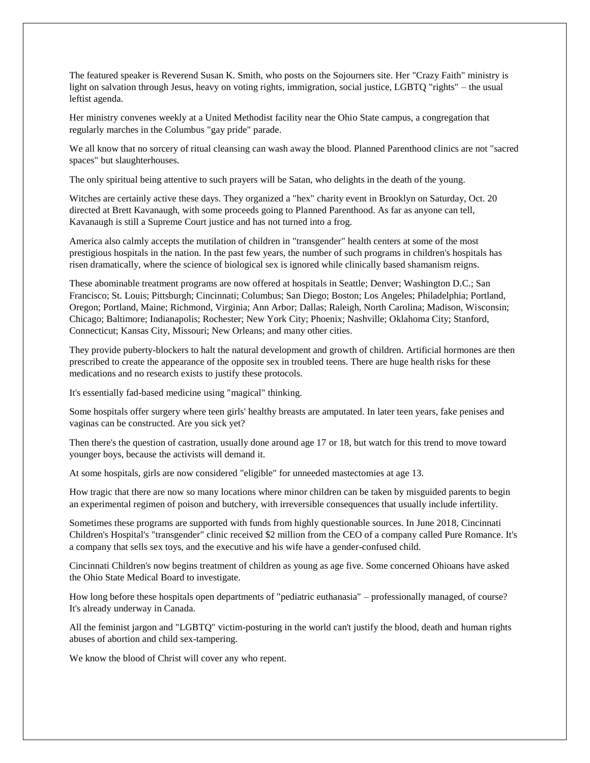The featured speaker is Reverend Susan K. Smith, who posts on the Sojourners site. Her "Crazy Faith" ministry is light on salvation through Jesus, heavy on voting rights, immigration, social justice, LGBTQ "rights" – the usual leftist agenda.

Her ministry convenes weekly at a United Methodist facility near the Ohio State campus, a congregation that regularly marches in the Columbus "gay pride" parade.

We all know that no sorcery of ritual cleansing can wash away the blood. Planned Parenthood clinics are not "sacred spaces" but slaughterhouses.

The only spiritual being attentive to such prayers will be Satan, who delights in the death of the young.

Witches are certainly active these days. They organized a "hex" charity event in Brooklyn on Saturday, Oct. 20 directed at Brett Kavanaugh, with some proceeds going to Planned Parenthood. As far as anyone can tell, Kavanaugh is still a Supreme Court justice and has not turned into a frog.

America also calmly accepts the mutilation of children in "transgender" health centers at some of the most prestigious hospitals in the nation. In the past few years, the number of such programs in children's hospitals has risen dramatically, where the science of biological sex is ignored while clinically based shamanism reigns.

These abominable treatment programs are now offered at hospitals in Seattle; Denver; Washington D.C.; San Francisco; St. Louis; Pittsburgh; Cincinnati; Columbus; San Diego; Boston; Los Angeles; Philadelphia; Portland, Oregon; Portland, Maine; Richmond, Virginia; Ann Arbor; Dallas; Raleigh, North Carolina; Madison, Wisconsin; Chicago; Baltimore; Indianapolis; Rochester; New York City; Phoenix; Nashville; Oklahoma City; Stanford, Connecticut; Kansas City, Missouri; New Orleans; and many other cities.

They provide puberty-blockers to halt the natural development and growth of children. Artificial hormones are then prescribed to create the appearance of the opposite sex in troubled teens. There are huge health risks for these medications and no research exists to justify these protocols.

It's essentially fad-based medicine using "magical" thinking.

Some hospitals offer surgery where teen girls' healthy breasts are amputated. In later teen years, fake penises and vaginas can be constructed. Are you sick yet?

Then there's the question of castration, usually done around age 17 or 18, but watch for this trend to move toward younger boys, because the activists will demand it.

At some hospitals, girls are now considered "eligible" for unneeded mastectomies at age 13.

How tragic that there are now so many locations where minor children can be taken by misguided parents to begin an experimental regimen of poison and butchery, with irreversible consequences that usually include infertility.

Sometimes these programs are supported with funds from highly questionable sources. In June 2018, Cincinnati Children's Hospital's "transgender" clinic received $2 million from the CEO of a company called Pure Romance. It's a company that sells sex toys, and the executive and his wife have a gender-confused child.

Cincinnati Children's now begins treatment of children as young as age five. Some concerned Ohioans have asked the Ohio State Medical Board to investigate.

How long before these hospitals open departments of "pediatric euthanasia" – professionally managed, of course? It's already underway in Canada.

All the feminist jargon and "LGBTQ" victim-posturing in the world can't justify the blood, death and human rights abuses of abortion and child sex-tampering.

We know the blood of Christ will cover any who repent.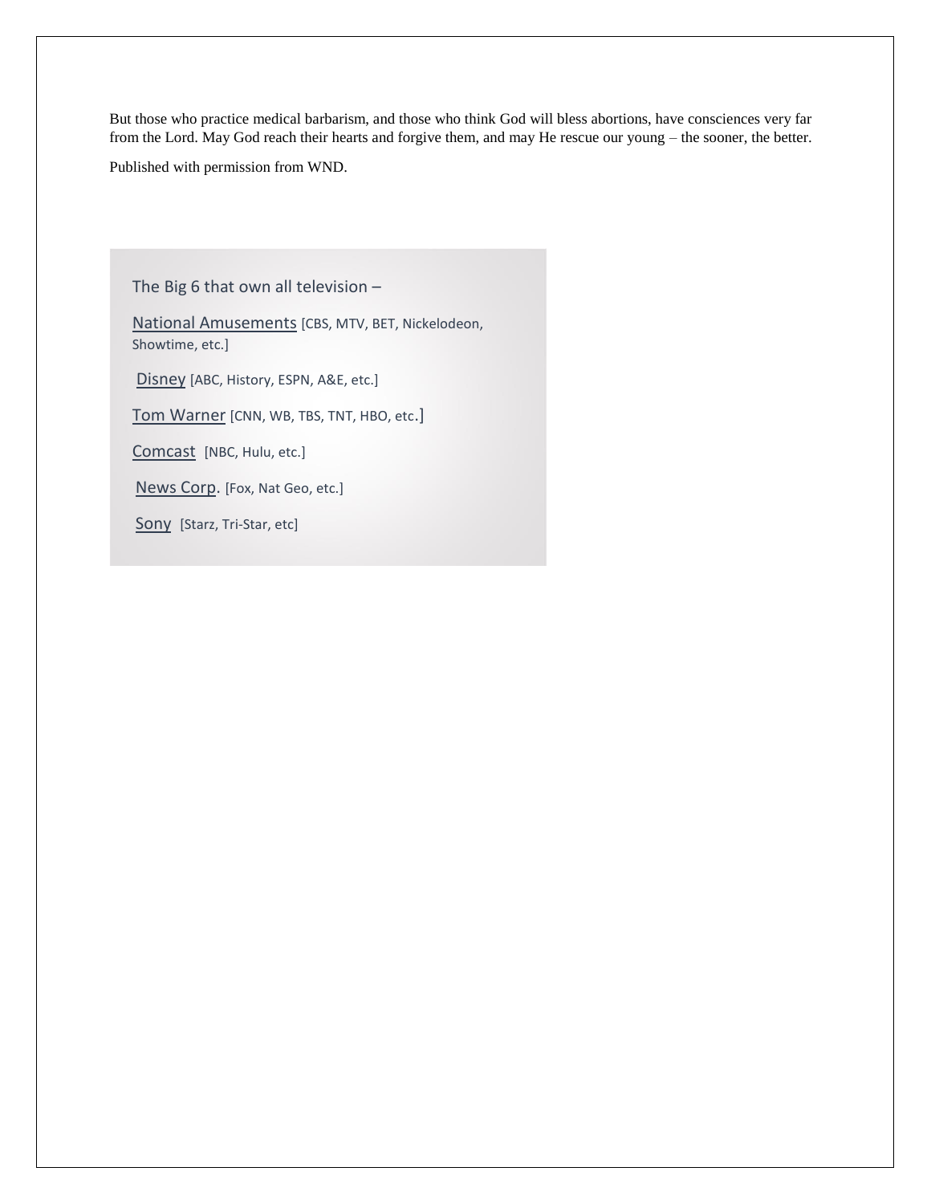But those who practice medical barbarism, and those who think God will bless abortions, have consciences very far from the Lord. May God reach their hearts and forgive them, and may He rescue our young – the sooner, the better.

Published with permission from WND.

The Big 6 that own all television –

National Amusements [CBS, MTV, BET, Nickelodeon, Showtime, etc.]

Disney [ABC, History, ESPN, A&E, etc.]

Tom Warner [CNN, WB, TBS, TNT, HBO, etc.]

Comcast [NBC, Hulu, etc.]

News Corp. [Fox, Nat Geo, etc.]

Sony [Starz, Tri-Star, etc]